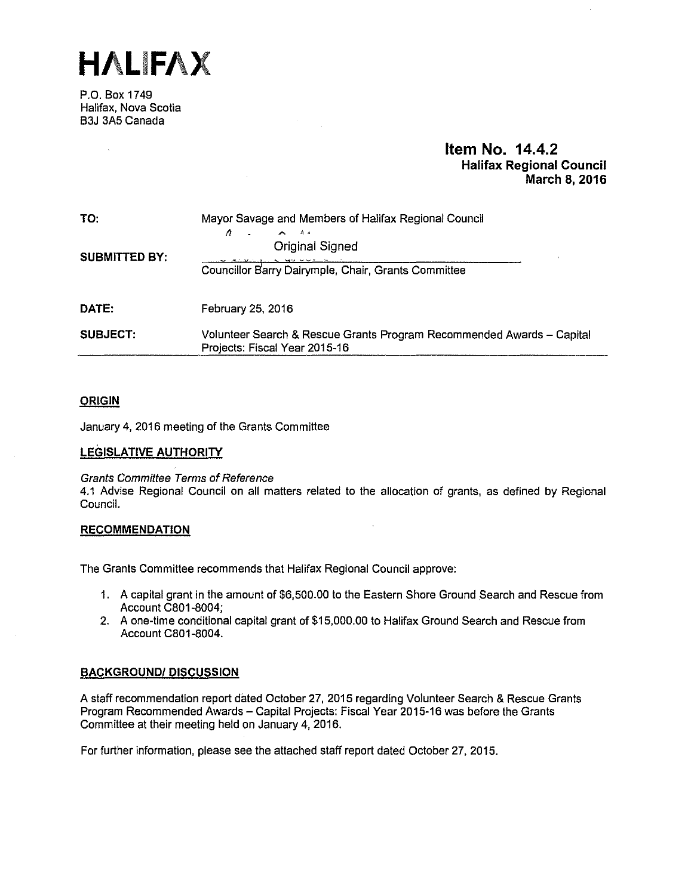# HALIFAX

P.O. Box 1749
Halifax, Nova Scotia
B3J 3A5 Canada

**Item No. 14.4.2**
**Halifax Regional Council**
**March 8, 2016**

| | |
|---|---|
| **TO:** | Mayor Savage and Members of Halifax Regional Council |
| **SUBMITTED BY:** | Original Signed<br>Councillor Barry Dalrymple, Chair, Grants Committee |
| **DATE:** | February 25, 2016 |
| **SUBJECT:** | Volunteer Search & Rescue Grants Program Recommended Awards – Capital Projects: Fiscal Year 2015-16 |

## ORIGIN

January 4, 2016 meeting of the Grants Committee

## LEGISLATIVE AUTHORITY

*Grants Committee Terms of Reference*
4.1 Advise Regional Council on all matters related to the allocation of grants, as defined by Regional Council.

## RECOMMENDATION

The Grants Committee recommends that Halifax Regional Council approve:

1. A capital grant in the amount of $6,500.00 to the Eastern Shore Ground Search and Rescue from Account C801-8004;
2. A one-time conditional capital grant of $15,000.00 to Halifax Ground Search and Rescue from Account C801-8004.

## BACKGROUND/ DISCUSSION

A staff recommendation report dated October 27, 2015 regarding Volunteer Search & Rescue Grants Program Recommended Awards – Capital Projects: Fiscal Year 2015-16 was before the Grants Committee at their meeting held on January 4, 2016.

For further information, please see the attached staff report dated October 27, 2015.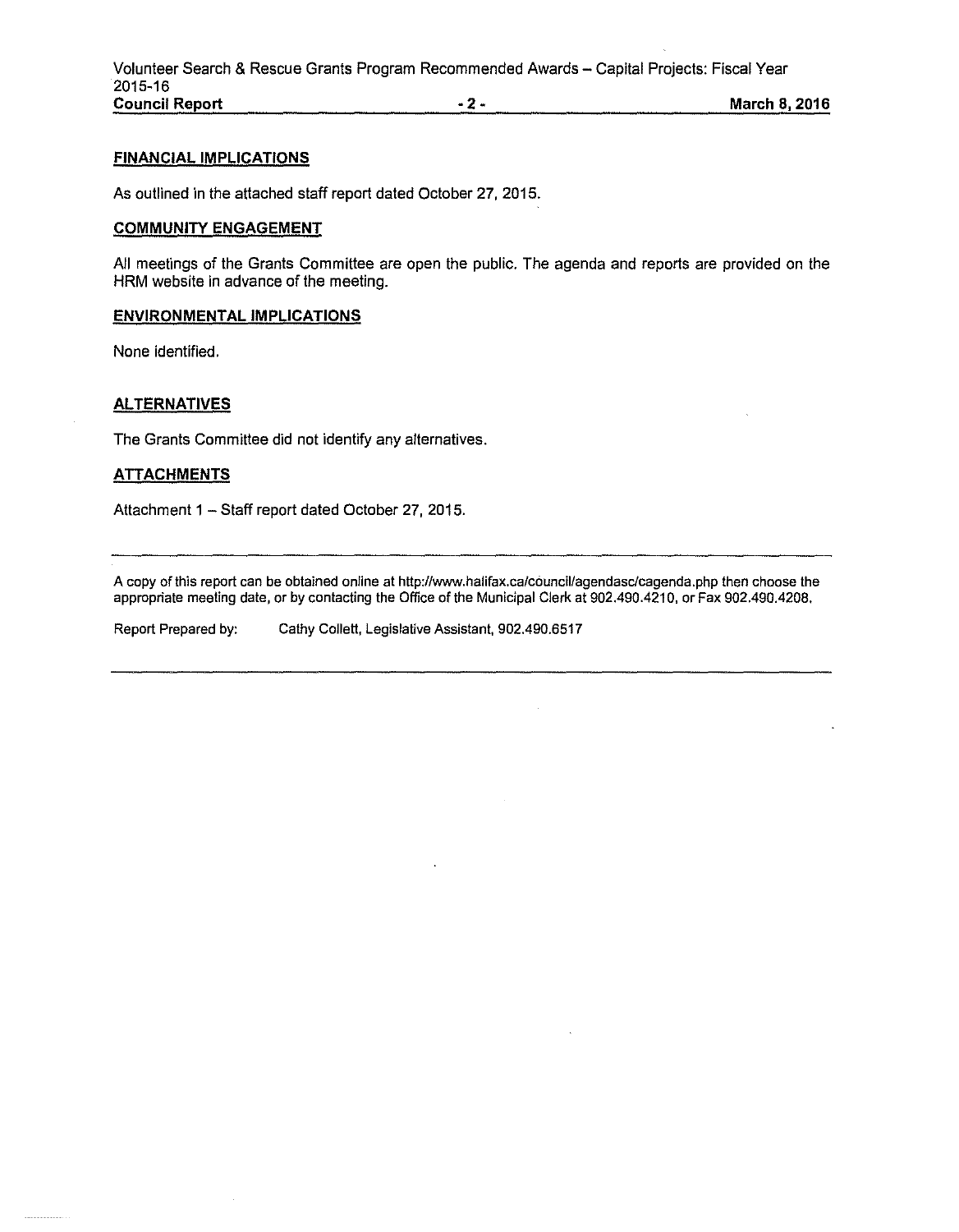## FINANCIAL IMPLICATIONS

As outlined in the attached staff report dated October 27, 2015.

## COMMUNITY ENGAGEMENT

All meetings of the Grants Committee are open the public. The agenda and reports are provided on the HRM website in advance of the meeting.

## ENVIRONMENTAL IMPLICATIONS

None identified.

## ALTERNATIVES

The Grants Committee did not identify any alternatives.

## ATTACHMENTS

Attachment 1 – Staff report dated October 27, 2015.

---

A copy of this report can be obtained online at http://www.halifax.ca/council/agendasc/cagenda.php then choose the appropriate meeting date, or by contacting the Office of the Municipal Clerk at 902.490.4210, or Fax 902.490.4208.

Report Prepared by: Cathy Collett, Legislative Assistant, 902.490.6517

---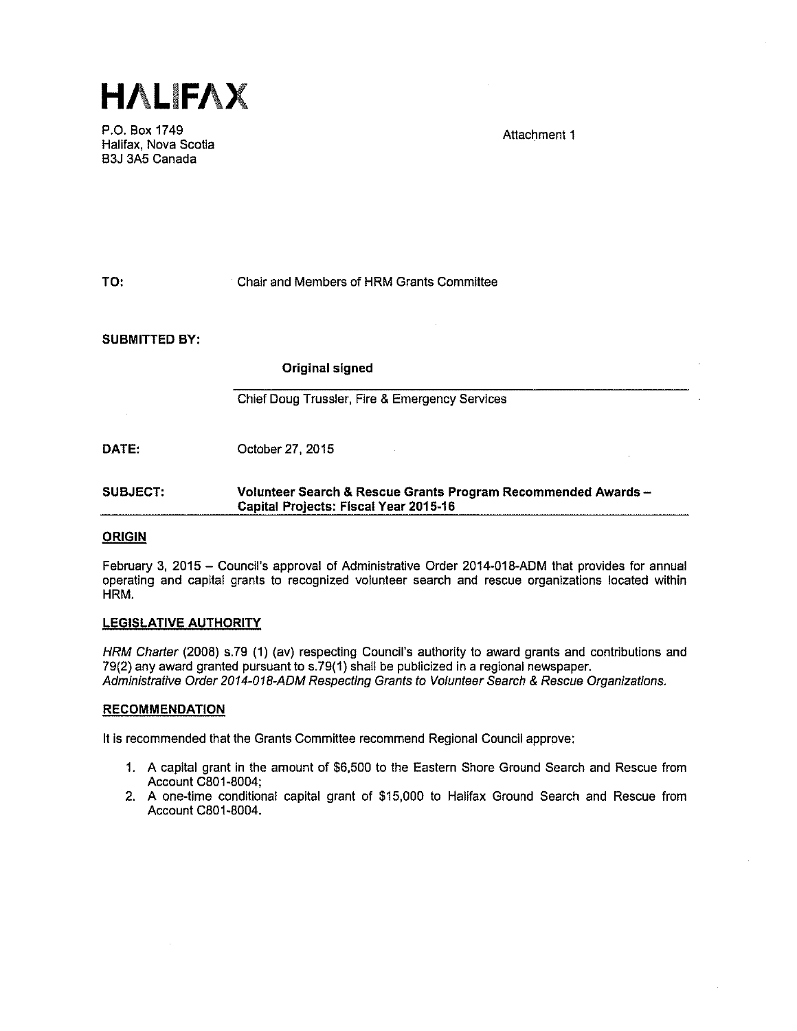# HALIFAX

P.O. Box 1749
Halifax, Nova Scotia
B3J 3A5 Canada

Attachment 1

**TO:** Chair and Members of HRM Grants Committee

**SUBMITTED BY:**

**Original signed**

Chief Doug Trussler, Fire & Emergency Services

**DATE:** October 27, 2015

**SUBJECT:** **Volunteer Search & Rescue Grants Program Recommended Awards – Capital Projects: Fiscal Year 2015-16**

## ORIGIN

February 3, 2015 – Council's approval of Administrative Order 2014-018-ADM that provides for annual operating and capital grants to recognized volunteer search and rescue organizations located within HRM.

## LEGISLATIVE AUTHORITY

*HRM Charter* (2008) s.79 (1) (av) respecting Council's authority to award grants and contributions and 79(2) any award granted pursuant to s.79(1) shall be publicized in a regional newspaper.
*Administrative Order 2014-018-ADM Respecting Grants to Volunteer Search & Rescue Organizations.*

## RECOMMENDATION

It is recommended that the Grants Committee recommend Regional Council approve:

1. A capital grant in the amount of $6,500 to the Eastern Shore Ground Search and Rescue from Account C801-8004;
2. A one-time conditional capital grant of $15,000 to Halifax Ground Search and Rescue from Account C801-8004.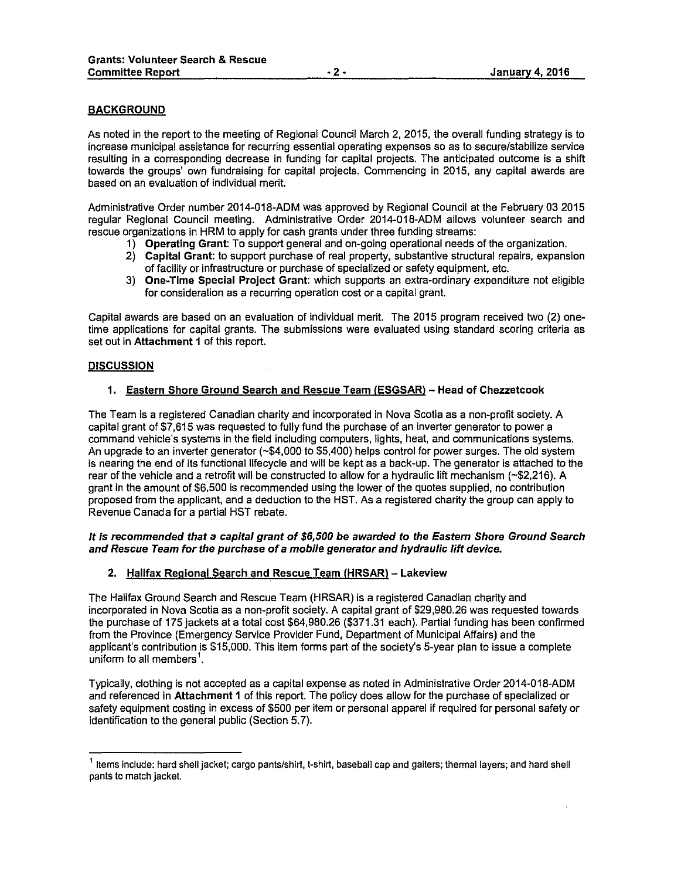## BACKGROUND

As noted in the report to the meeting of Regional Council March 2, 2015, the overall funding strategy is to increase municipal assistance for recurring essential operating expenses so as to secure/stabilize service resulting in a corresponding decrease in funding for capital projects. The anticipated outcome is a shift towards the groups' own fundraising for capital projects. Commencing in 2015, any capital awards are based on an evaluation of individual merit.

Administrative Order number 2014-018-ADM was approved by Regional Council at the February 03 2015 regular Regional Council meeting. Administrative Order 2014-018-ADM allows volunteer search and rescue organizations in HRM to apply for cash grants under three funding streams:

1) **Operating Grant**: To support general and on-going operational needs of the organization.
2) **Capital Grant**: to support purchase of real property, substantive structural repairs, expansion of facility or infrastructure or purchase of specialized or safety equipment, etc.
3) **One-Time Special Project Grant**: which supports an extra-ordinary expenditure not eligible for consideration as a recurring operation cost or a capital grant.

Capital awards are based on an evaluation of individual merit. The 2015 program received two (2) one-time applications for capital grants. The submissions were evaluated using standard scoring criteria as set out in **Attachment 1** of this report.

## DISCUSSION

### 1. Eastern Shore Ground Search and Rescue Team (ESGSAR) – Head of Chezzetcook

The Team is a registered Canadian charity and incorporated in Nova Scotia as a non-profit society. A capital grant of $7,615 was requested to fully fund the purchase of an inverter generator to power a command vehicle's systems in the field including computers, lights, heat, and communications systems. An upgrade to an inverter generator (~$4,000 to $5,400) helps control for power surges. The old system is nearing the end of its functional lifecycle and will be kept as a back-up. The generator is attached to the rear of the vehicle and a retrofit will be constructed to allow for a hydraulic lift mechanism (~$2,216). A grant in the amount of $6,500 is recommended using the lower of the quotes supplied, no contribution proposed from the applicant, and a deduction to the HST. As a registered charity the group can apply to Revenue Canada for a partial HST rebate.

***It is recommended that a capital grant of $6,500 be awarded to the Eastern Shore Ground Search and Rescue Team for the purchase of a mobile generator and hydraulic lift device.***

### 2. Halifax Regional Search and Rescue Team (HRSAR) – Lakeview

The Halifax Ground Search and Rescue Team (HRSAR) is a registered Canadian charity and incorporated in Nova Scotia as a non-profit society. A capital grant of $29,980.26 was requested towards the purchase of 175 jackets at a total cost $64,980.26 ($371.31 each). Partial funding has been confirmed from the Province (Emergency Service Provider Fund, Department of Municipal Affairs) and the applicant's contribution is $15,000. This item forms part of the society's 5-year plan to issue a complete uniform to all members[1].

Typically, clothing is not accepted as a capital expense as noted in Administrative Order 2014-018-ADM and referenced in **Attachment 1** of this report. The policy does allow for the purchase of specialized or safety equipment costing in excess of $500 per item or personal apparel if required for personal safety or identification to the general public (Section 5.7).

---

[1] Items include: hard shell jacket; cargo pants/shirt, t-shirt, baseball cap and gaiters; thermal layers; and hard shell pants to match jacket.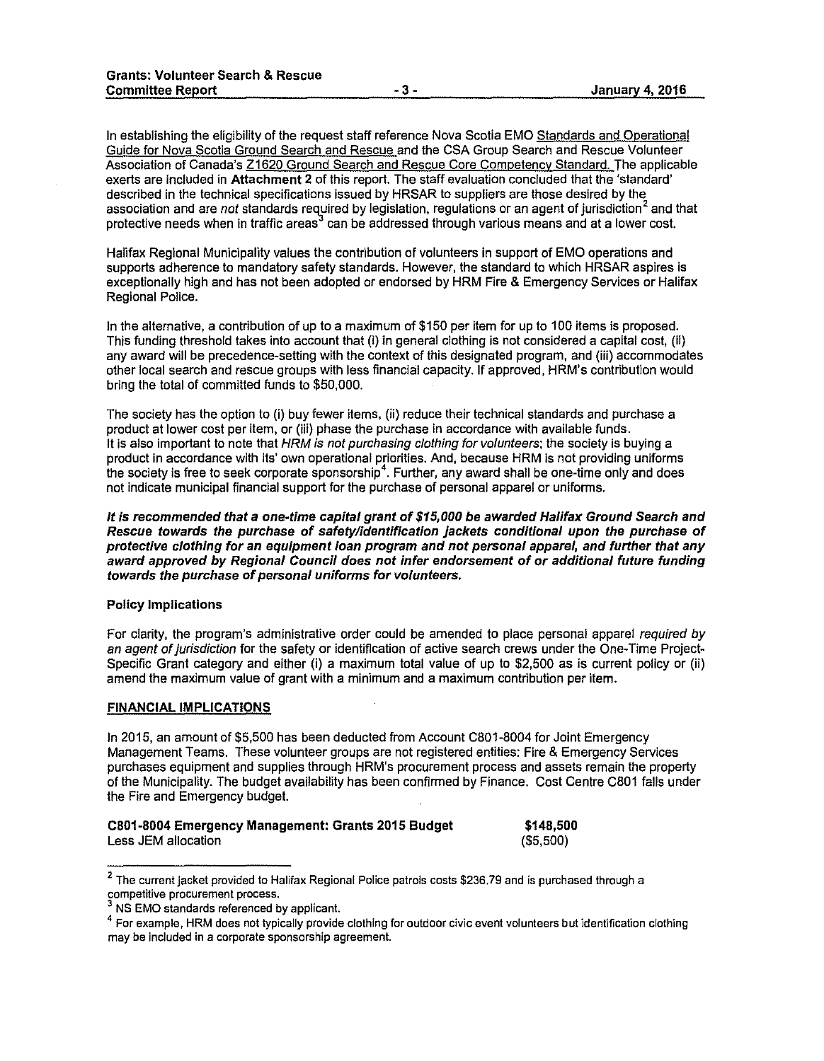In establishing the eligibility of the request staff reference Nova Scotia EMO Standards and Operational Guide for Nova Scotia Ground Search and Rescue and the CSA Group Search and Rescue Volunteer Association of Canada's Z1620 Ground Search and Rescue Core Competency Standard. The applicable exerts are included in **Attachment 2** of this report. The staff evaluation concluded that the 'standard' described in the technical specifications issued by HRSAR to suppliers are those desired by the association and are *not* standards required by legislation, regulations or an agent of jurisdiction[2] and that protective needs when in traffic areas[3] can be addressed through various means and at a lower cost.

Halifax Regional Municipality values the contribution of volunteers in support of EMO operations and supports adherence to mandatory safety standards. However, the standard to which HRSAR aspires is exceptionally high and has not been adopted or endorsed by HRM Fire & Emergency Services or Halifax Regional Police.

In the alternative, a contribution of up to a maximum of $150 per item for up to 100 items is proposed. This funding threshold takes into account that (i) in general clothing is not considered a capital cost, (ii) any award will be precedence-setting with the context of this designated program, and (iii) accommodates other local search and rescue groups with less financial capacity. If approved, HRM's contribution would bring the total of committed funds to $50,000.

The society has the option to (i) buy fewer items, (ii) reduce their technical standards and purchase a product at lower cost per item, or (iii) phase the purchase in accordance with available funds. It is also important to note that *HRM is not purchasing clothing for volunteers*; the society is buying a product in accordance with its' own operational priorities. And, because HRM is not providing uniforms the society is free to seek corporate sponsorship[4]. Further, any award shall be one-time only and does not indicate municipal financial support for the purchase of personal apparel or uniforms.

***It is recommended that a one-time capital grant of $15,000 be awarded Halifax Ground Search and Rescue towards the purchase of safety/identification jackets conditional upon the purchase of protective clothing for an equipment loan program and not personal apparel, and further that any award approved by Regional Council does not infer endorsement of or additional future funding towards the purchase of personal uniforms for volunteers.***

**Policy Implications**

For clarity, the program's administrative order could be amended to place personal apparel *required by an agent of jurisdiction* for the safety or identification of active search crews under the One-Time Project-Specific Grant category and either (i) a maximum total value of up to $2,500 as is current policy or (ii) amend the maximum value of grant with a minimum and a maximum contribution per item.

## FINANCIAL IMPLICATIONS

In 2015, an amount of $5,500 has been deducted from Account C801-8004 for Joint Emergency Management Teams. These volunteer groups are not registered entities: Fire & Emergency Services purchases equipment and supplies through HRM's procurement process and assets remain the property of the Municipality. The budget availability has been confirmed by Finance. Cost Centre C801 falls under the Fire and Emergency budget.

| | |
|---|---|
| **C801-8004 Emergency Management: Grants 2015 Budget** | **$148,500** |
| Less JEM allocation | ($5,500) |

---

[2] The current jacket provided to Halifax Regional Police patrols costs $236.79 and is purchased through a competitive procurement process.

[3] NS EMO standards referenced by applicant.

[4] For example, HRM does not typically provide clothing for outdoor civic event volunteers but identification clothing may be included in a corporate sponsorship agreement.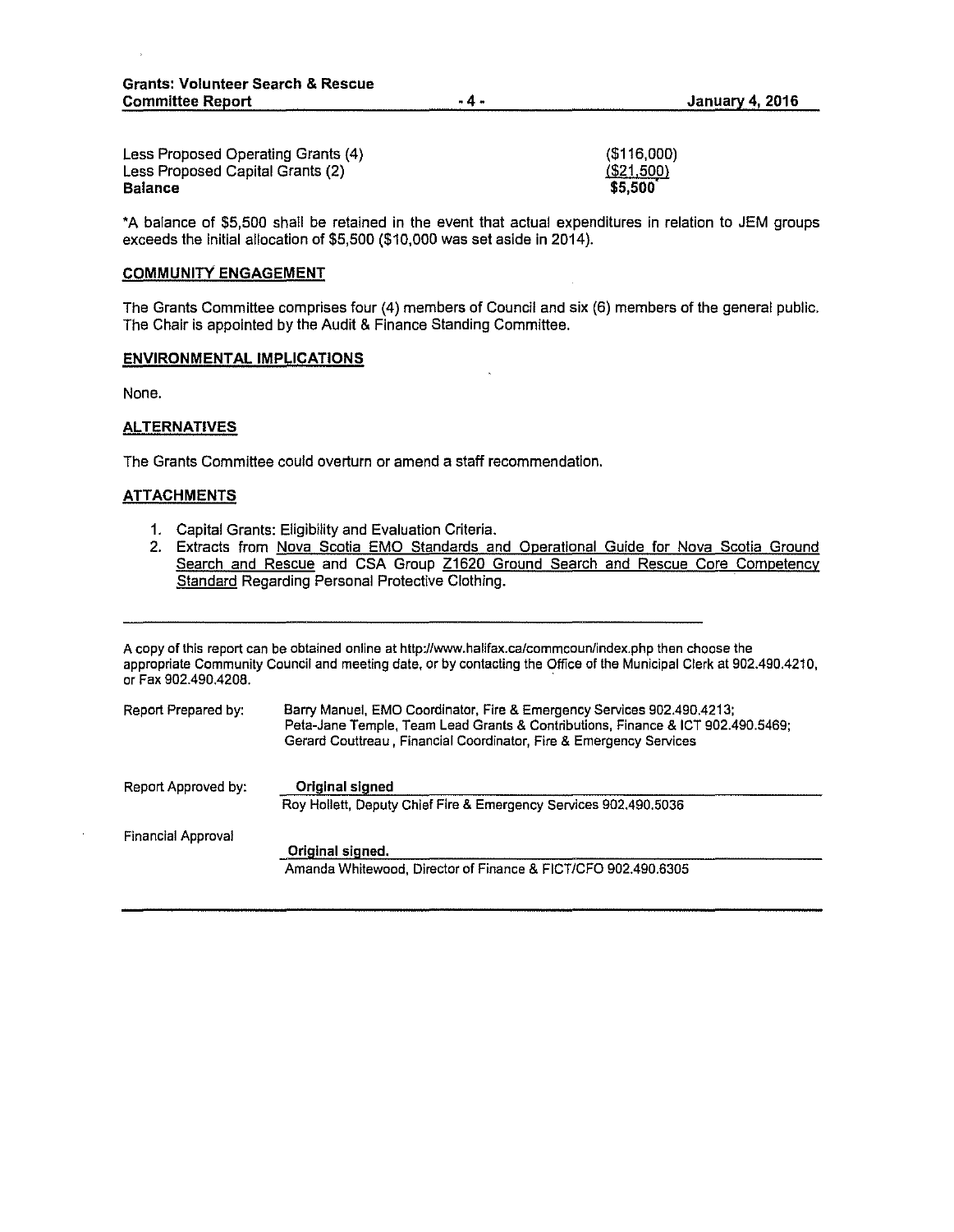| | |
|---|---|
| Less Proposed Operating Grants (4) | ($116,000) |
| Less Proposed Capital Grants (2) | ($21,500) |
| **Balance** | **$5,500** |

*A balance of $5,500 shall be retained in the event that actual expenditures in relation to JEM groups exceeds the initial allocation of $5,500 ($10,000 was set aside in 2014).

## COMMUNITY ENGAGEMENT

The Grants Committee comprises four (4) members of Council and six (6) members of the general public. The Chair is appointed by the Audit & Finance Standing Committee.

## ENVIRONMENTAL IMPLICATIONS

None.

## ALTERNATIVES

The Grants Committee could overturn or amend a staff recommendation.

## ATTACHMENTS

1. Capital Grants: Eligibility and Evaluation Criteria.
2. Extracts from Nova Scotia EMO Standards and Operational Guide for Nova Scotia Ground Search and Rescue and CSA Group Z1620 Ground Search and Rescue Core Competency Standard Regarding Personal Protective Clothing.

---

A copy of this report can be obtained online at http://www.halifax.ca/commcoun/index.php then choose the appropriate Community Council and meeting date, or by contacting the Office of the Municipal Clerk at 902.490.4210, or Fax 902.490.4208.

Report Prepared by: Barry Manuel, EMO Coordinator, Fire & Emergency Services 902.490.4213; Peta-Jane Temple, Team Lead Grants & Contributions, Finance & ICT 902.490.5469; Gerard Couttreau, Financial Coordinator, Fire & Emergency Services

Report Approved by: **Original signed**
Roy Hollett, Deputy Chief Fire & Emergency Services 902.490.5036

Financial Approval: **Original signed.**
Amanda Whitewood, Director of Finance & FICT/CFO 902.490.6305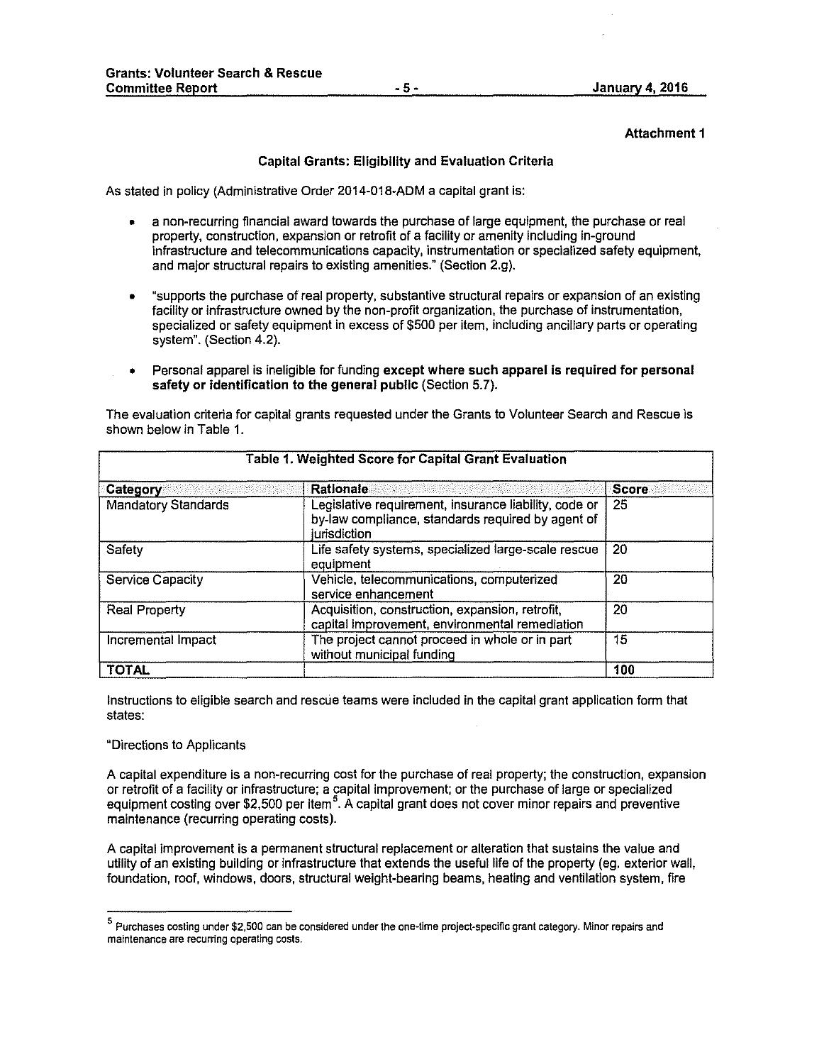**Attachment 1**

## Capital Grants: Eligibility and Evaluation Criteria

As stated in policy (Administrative Order 2014-018-ADM a capital grant is:

- a non-recurring financial award towards the purchase of large equipment, the purchase or real property, construction, expansion or retrofit of a facility or amenity including in-ground infrastructure and telecommunications capacity, instrumentation or specialized safety equipment, and major structural repairs to existing amenities." (Section 2.g).
- "supports the purchase of real property, substantive structural repairs or expansion of an existing facility or infrastructure owned by the non-profit organization, the purchase of instrumentation, specialized or safety equipment in excess of $500 per item, including ancillary parts or operating system". (Section 4.2).
- Personal apparel is ineligible for funding **except where such apparel is required for personal safety or identification to the general public** (Section 5.7).

The evaluation criteria for capital grants requested under the Grants to Volunteer Search and Rescue is shown below in Table 1.

**Table 1. Weighted Score for Capital Grant Evaluation**

| Category | Rationale | Score |
|---|---|---|
| Mandatory Standards | Legislative requirement, insurance liability, code or by-law compliance, standards required by agent of jurisdiction | 25 |
| Safety | Life safety systems, specialized large-scale rescue equipment | 20 |
| Service Capacity | Vehicle, telecommunications, computerized service enhancement | 20 |
| Real Property | Acquisition, construction, expansion, retrofit, capital improvement, environmental remediation | 20 |
| Incremental Impact | The project cannot proceed in whole or in part without municipal funding | 15 |
| **TOTAL** | | **100** |

Instructions to eligible search and rescue teams were included in the capital grant application form that states:

"Directions to Applicants

A capital expenditure is a non-recurring cost for the purchase of real property; the construction, expansion or retrofit of a facility or infrastructure; a capital improvement; or the purchase of large or specialized equipment costing over $2,500 per item[5]. A capital grant does not cover minor repairs and preventive maintenance (recurring operating costs).

A capital improvement is a permanent structural replacement or alteration that sustains the value and utility of an existing building or infrastructure that extends the useful life of the property (eg. exterior wall, foundation, roof, windows, doors, structural weight-bearing beams, heating and ventilation system, fire

[5] Purchases costing under $2,500 can be considered under the one-time project-specific grant category. Minor repairs and maintenance are recurring operating costs.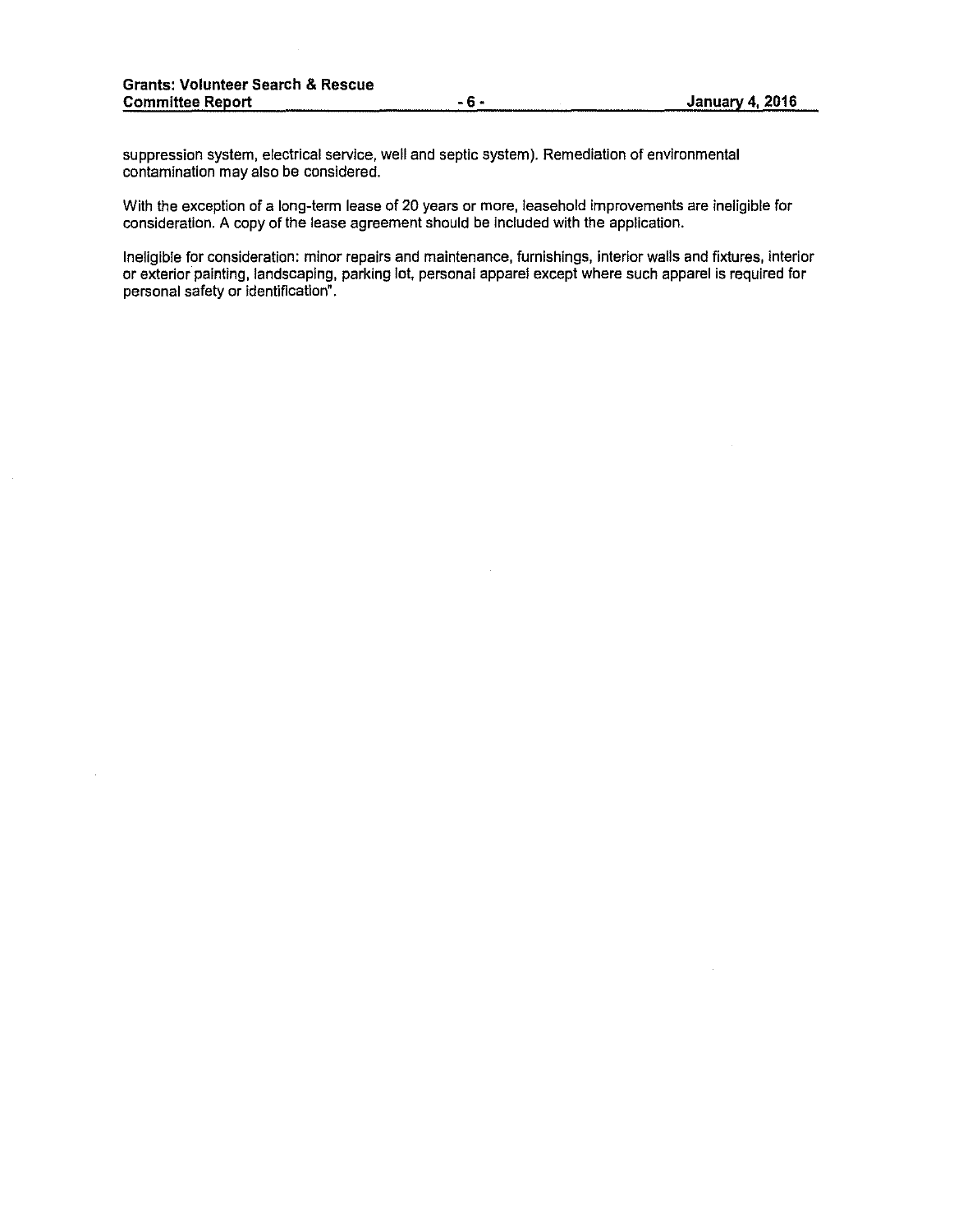suppression system, electrical service, well and septic system). Remediation of environmental contamination may also be considered.

With the exception of a long-term lease of 20 years or more, leasehold improvements are ineligible for consideration. A copy of the lease agreement should be included with the application.

Ineligible for consideration: minor repairs and maintenance, furnishings, interior walls and fixtures, interior or exterior painting, landscaping, parking lot, personal apparel except where such apparel is required for personal safety or identification".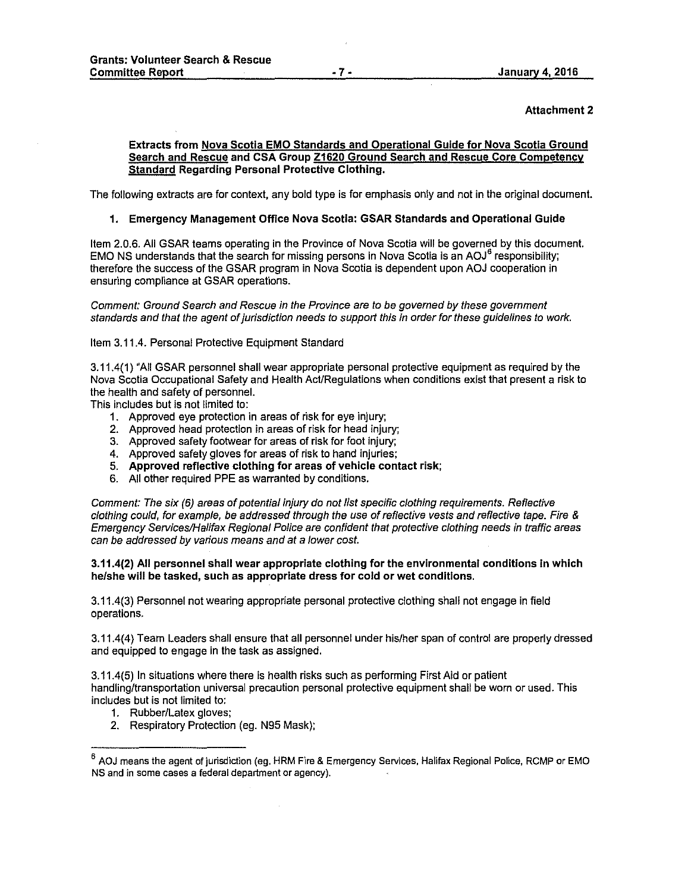**Attachment 2**

**Extracts from <u>Nova Scotia EMO Standards and Operational Guide for Nova Scotia Ground Search and Rescue</u> and CSA Group <u>Z1620 Ground Search and Rescue Core Competency Standard</u> Regarding Personal Protective Clothing.**

The following extracts are for context, any bold type is for emphasis only and not in the original document.

### 1. Emergency Management Office Nova Scotia: GSAR Standards and Operational Guide

Item 2.0.6. All GSAR teams operating in the Province of Nova Scotia will be governed by this document. EMO NS understands that the search for missing persons in Nova Scotia is an AOJ[6] responsibility; therefore the success of the GSAR program in Nova Scotia is dependent upon AOJ cooperation in ensuring compliance at GSAR operations.

*Comment: Ground Search and Rescue in the Province are to be governed by these government standards and that the agent of jurisdiction needs to support this in order for these guidelines to work.*

Item 3.11.4. Personal Protective Equipment Standard

3.11.4(1) "All GSAR personnel shall wear appropriate personal protective equipment as required by the Nova Scotia Occupational Safety and Health Act/Regulations when conditions exist that present a risk to the health and safety of personnel.
This includes but is not limited to:

1. Approved eye protection in areas of risk for eye injury;
2. Approved head protection in areas of risk for head injury;
3. Approved safety footwear for areas of risk for foot injury;
4. Approved safety gloves for areas of risk to hand injuries;
5. **Approved reflective clothing for areas of vehicle contact risk**;
6. All other required PPE as warranted by conditions.

*Comment: The six (6) areas of potential injury do not list specific clothing requirements. Reflective clothing could, for example, be addressed through the use of reflective vests and reflective tape. Fire & Emergency Services/Halifax Regional Police are confident that protective clothing needs in traffic areas can be addressed by various means and at a lower cost.*

**3.11.4(2) All personnel shall wear appropriate clothing for the environmental conditions in which he/she will be tasked, such as appropriate dress for cold or wet conditions.**

3.11.4(3) Personnel not wearing appropriate personal protective clothing shall not engage in field operations.

3.11.4(4) Team Leaders shall ensure that all personnel under his/her span of control are properly dressed and equipped to engage in the task as assigned.

3.11.4(5) In situations where there is health risks such as performing First Aid or patient handling/transportation universal precaution personal protective equipment shall be worn or used. This includes but is not limited to:

1. Rubber/Latex gloves;
2. Respiratory Protection (eg. N95 Mask);

---

[6] AOJ means the agent of jurisdiction (eg. HRM Fire & Emergency Services, Halifax Regional Police, RCMP or EMO NS and in some cases a federal department or agency).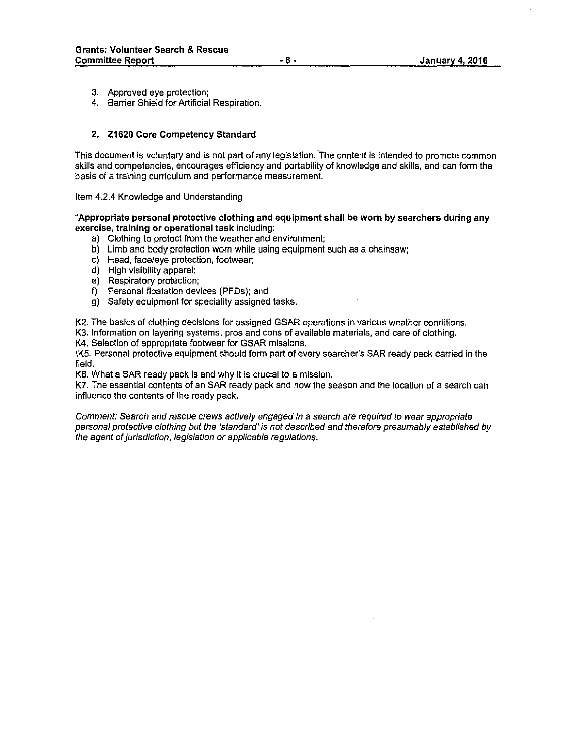3. Approved eye protection;
4. Barrier Shield for Artificial Respiration.

## 2. Z1620 Core Competency Standard

This document is voluntary and is not part of any legislation. The content is intended to promote common skills and competencies, encourages efficiency and portability of knowledge and skills, and can form the basis of a training curriculum and performance measurement.

Item 4.2.4 Knowledge and Understanding

"**Appropriate personal protective clothing and equipment shall be worn by searchers during any exercise, training or operational task** including:

a) Clothing to protect from the weather and environment;
b) Limb and body protection worn while using equipment such as a chainsaw;
c) Head, face/eye protection, footwear;
d) High visibility apparel;
e) Respiratory protection;
f) Personal floatation devices (PFDs); and
g) Safety equipment for speciality assigned tasks.

K2. The basics of clothing decisions for assigned GSAR operations in various weather conditions.
K3. Information on layering systems, pros and cons of available materials, and care of clothing.
K4. Selection of appropriate footwear for GSAR missions.
\K5. Personal protective equipment should form part of every searcher's SAR ready pack carried in the field.
K6. What a SAR ready pack is and why it is crucial to a mission.
K7. The essential contents of an SAR ready pack and how the season and the location of a search can influence the contents of the ready pack.

*Comment: Search and rescue crews actively engaged in a search are required to wear appropriate personal protective clothing but the 'standard' is not described and therefore presumably established by the agent of jurisdiction, legislation or applicable regulations.*